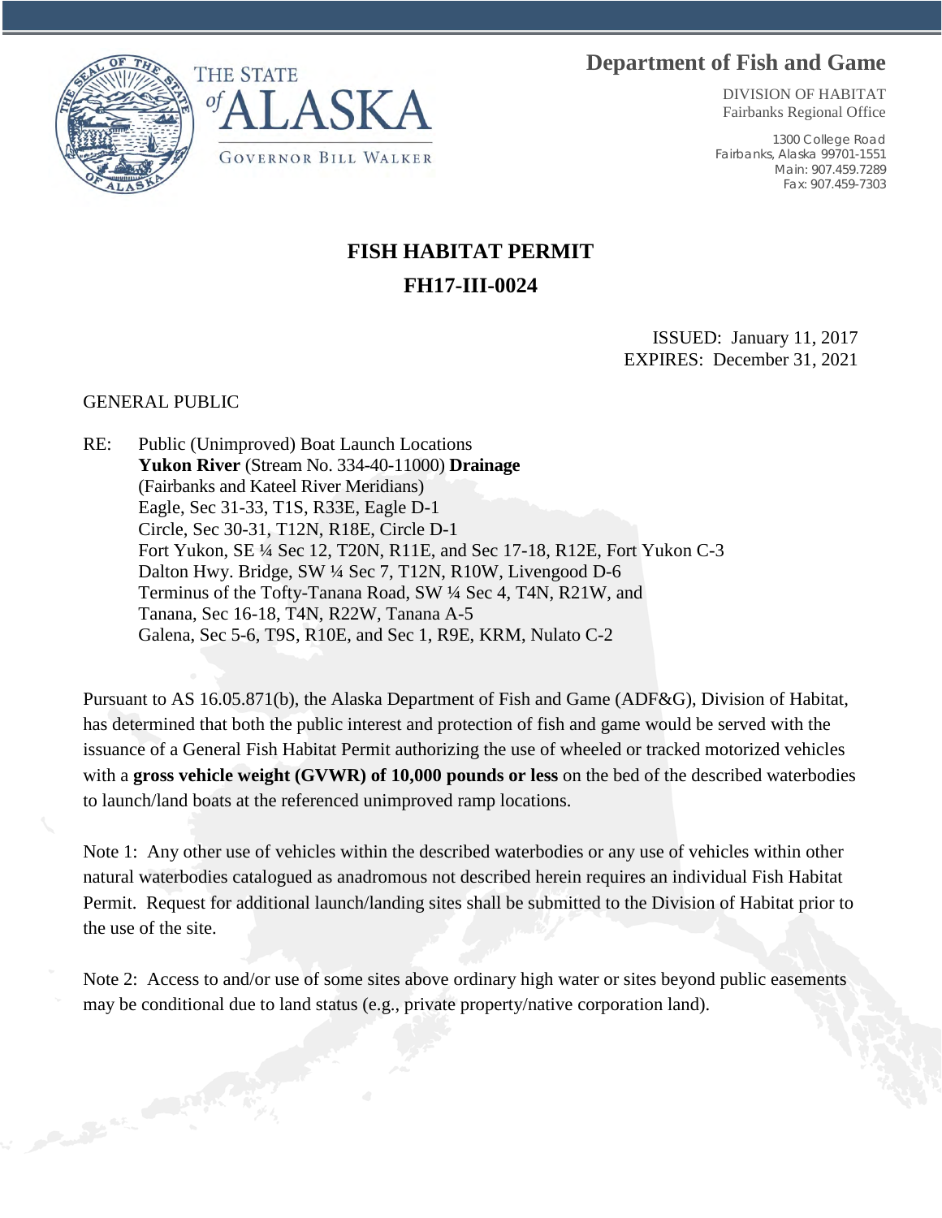THE STATE *of* ALASKA

GOVERNOR BILL WALKER

**Department of Fish and Game**

DIVISION OF HABITAT
Fairbanks Regional Office

1300 College Road
Fairbanks, Alaska 99701-1551
Main: 907.459.7289
Fax: 907.459-7303

# FISH HABITAT PERMIT

## FH17-III-0024

ISSUED: January 11, 2017
EXPIRES: December 31, 2021

GENERAL PUBLIC

RE: Public (Unimproved) Boat Launch Locations
**Yukon River** (Stream No. 334-40-11000) **Drainage**
(Fairbanks and Kateel River Meridians)
Eagle, Sec 31-33, T1S, R33E, Eagle D-1
Circle, Sec 30-31, T12N, R18E, Circle D-1
Fort Yukon, SE ¼ Sec 12, T20N, R11E, and Sec 17-18, R12E, Fort Yukon C-3
Dalton Hwy. Bridge, SW ¼ Sec 7, T12N, R10W, Livengood D-6
Terminus of the Tofty-Tanana Road, SW ¼ Sec 4, T4N, R21W, and
Tanana, Sec 16-18, T4N, R22W, Tanana A-5
Galena, Sec 5-6, T9S, R10E, and Sec 1, R9E, KRM, Nulato C-2

Pursuant to AS 16.05.871(b), the Alaska Department of Fish and Game (ADF&G), Division of Habitat, has determined that both the public interest and protection of fish and game would be served with the issuance of a General Fish Habitat Permit authorizing the use of wheeled or tracked motorized vehicles with a **gross vehicle weight (GVWR) of 10,000 pounds or less** on the bed of the described waterbodies to launch/land boats at the referenced unimproved ramp locations.

Note 1: Any other use of vehicles within the described waterbodies or any use of vehicles within other natural waterbodies catalogued as anadromous not described herein requires an individual Fish Habitat Permit. Request for additional launch/landing sites shall be submitted to the Division of Habitat prior to the use of the site.

Note 2: Access to and/or use of some sites above ordinary high water or sites beyond public easements may be conditional due to land status (e.g., private property/native corporation land).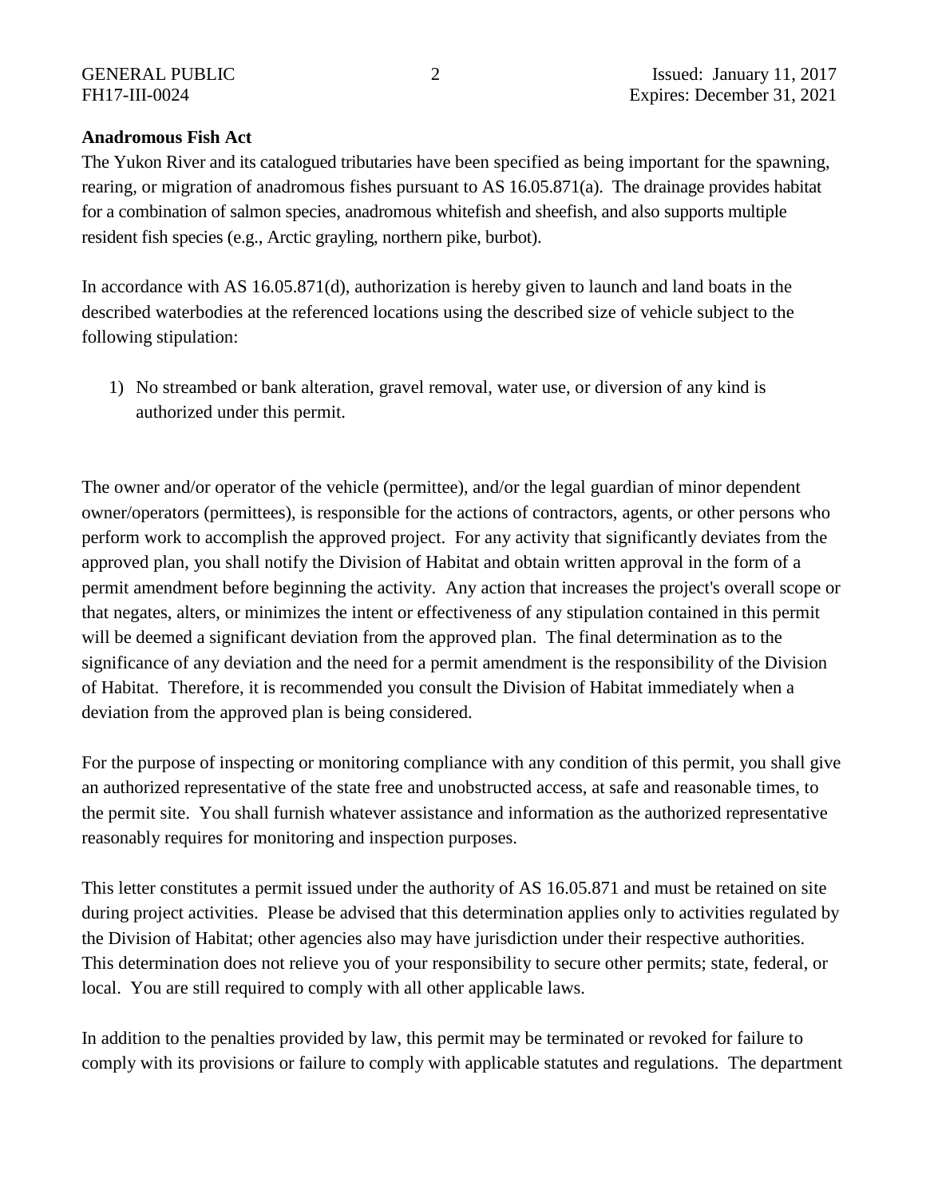**Anadromous Fish Act**

The Yukon River and its catalogued tributaries have been specified as being important for the spawning, rearing, or migration of anadromous fishes pursuant to AS 16.05.871(a). The drainage provides habitat for a combination of salmon species, anadromous whitefish and sheefish, and also supports multiple resident fish species (e.g., Arctic grayling, northern pike, burbot).

In accordance with AS 16.05.871(d), authorization is hereby given to launch and land boats in the described waterbodies at the referenced locations using the described size of vehicle subject to the following stipulation:

1) No streambed or bank alteration, gravel removal, water use, or diversion of any kind is authorized under this permit.

The owner and/or operator of the vehicle (permittee), and/or the legal guardian of minor dependent owner/operators (permittees), is responsible for the actions of contractors, agents, or other persons who perform work to accomplish the approved project. For any activity that significantly deviates from the approved plan, you shall notify the Division of Habitat and obtain written approval in the form of a permit amendment before beginning the activity. Any action that increases the project's overall scope or that negates, alters, or minimizes the intent or effectiveness of any stipulation contained in this permit will be deemed a significant deviation from the approved plan. The final determination as to the significance of any deviation and the need for a permit amendment is the responsibility of the Division of Habitat. Therefore, it is recommended you consult the Division of Habitat immediately when a deviation from the approved plan is being considered.

For the purpose of inspecting or monitoring compliance with any condition of this permit, you shall give an authorized representative of the state free and unobstructed access, at safe and reasonable times, to the permit site. You shall furnish whatever assistance and information as the authorized representative reasonably requires for monitoring and inspection purposes.

This letter constitutes a permit issued under the authority of AS 16.05.871 and must be retained on site during project activities. Please be advised that this determination applies only to activities regulated by the Division of Habitat; other agencies also may have jurisdiction under their respective authorities. This determination does not relieve you of your responsibility to secure other permits; state, federal, or local. You are still required to comply with all other applicable laws.

In addition to the penalties provided by law, this permit may be terminated or revoked for failure to comply with its provisions or failure to comply with applicable statutes and regulations. The department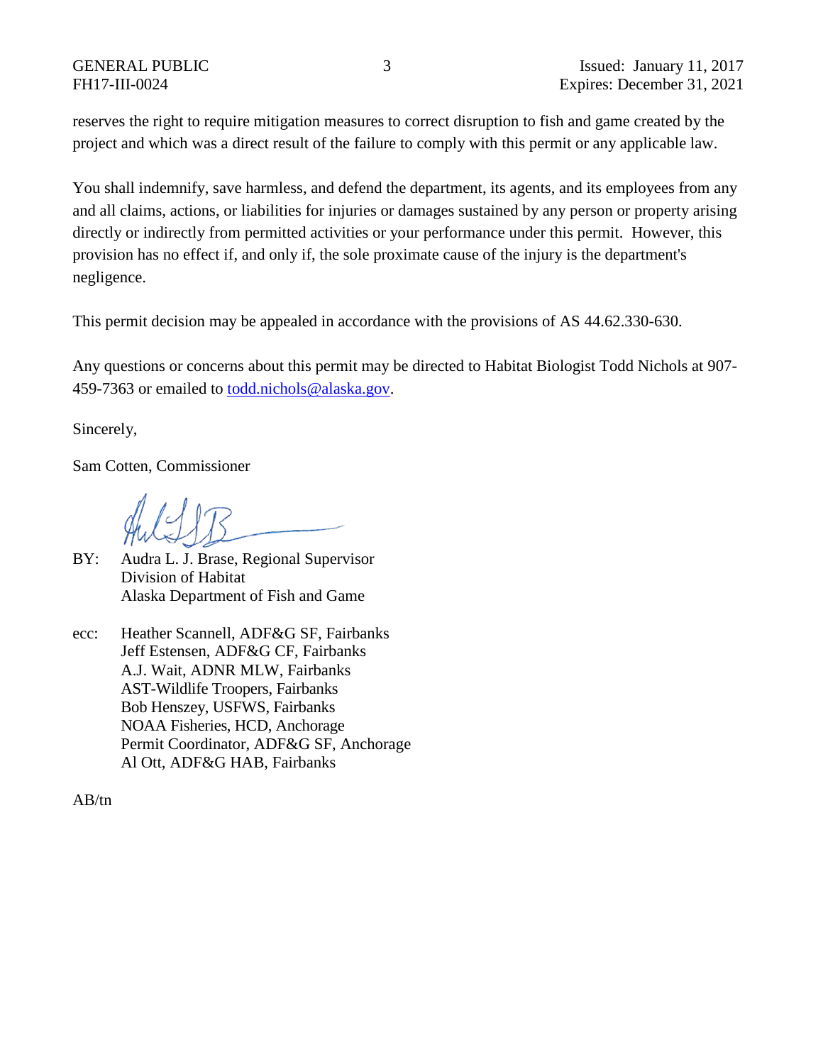reserves the right to require mitigation measures to correct disruption to fish and game created by the project and which was a direct result of the failure to comply with this permit or any applicable law.

You shall indemnify, save harmless, and defend the department, its agents, and its employees from any and all claims, actions, or liabilities for injuries or damages sustained by any person or property arising directly or indirectly from permitted activities or your performance under this permit. However, this provision has no effect if, and only if, the sole proximate cause of the injury is the department's negligence.

This permit decision may be appealed in accordance with the provisions of AS 44.62.330-630.

Any questions or concerns about this permit may be directed to Habitat Biologist Todd Nichols at 907-459-7363 or emailed to todd.nichols@alaska.gov.

Sincerely,

Sam Cotten, Commissioner

BY: Audra L. J. Brase, Regional Supervisor
Division of Habitat
Alaska Department of Fish and Game

ecc: Heather Scannell, ADF&G SF, Fairbanks
Jeff Estensen, ADF&G CF, Fairbanks
A.J. Wait, ADNR MLW, Fairbanks
AST-Wildlife Troopers, Fairbanks
Bob Henszey, USFWS, Fairbanks
NOAA Fisheries, HCD, Anchorage
Permit Coordinator, ADF&G SF, Anchorage
Al Ott, ADF&G HAB, Fairbanks

AB/tn